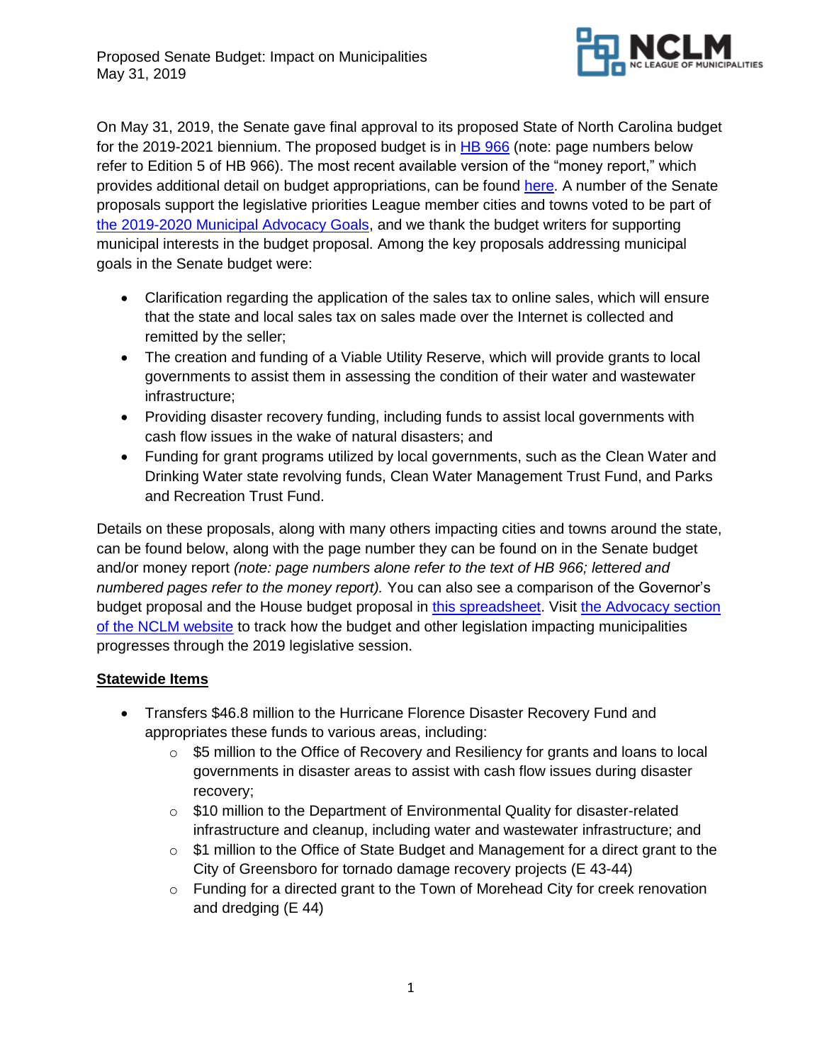Proposed Senate Budget: Impact on Municipalities
May 31, 2019

On May 31, 2019, the Senate gave final approval to its proposed State of North Carolina budget for the 2019-2021 biennium. The proposed budget is in HB 966 (note: page numbers below refer to Edition 5 of HB 966). The most recent available version of the "money report," which provides additional detail on budget appropriations, can be found here. A number of the Senate proposals support the legislative priorities League member cities and towns voted to be part of the 2019-2020 Municipal Advocacy Goals, and we thank the budget writers for supporting municipal interests in the budget proposal. Among the key proposals addressing municipal goals in the Senate budget were:

- Clarification regarding the application of the sales tax to online sales, which will ensure that the state and local sales tax on sales made over the Internet is collected and remitted by the seller;
- The creation and funding of a Viable Utility Reserve, which will provide grants to local governments to assist them in assessing the condition of their water and wastewater infrastructure;
- Providing disaster recovery funding, including funds to assist local governments with cash flow issues in the wake of natural disasters; and
- Funding for grant programs utilized by local governments, such as the Clean Water and Drinking Water state revolving funds, Clean Water Management Trust Fund, and Parks and Recreation Trust Fund.

Details on these proposals, along with many others impacting cities and towns around the state, can be found below, along with the page number they can be found on in the Senate budget and/or money report *(note: page numbers alone refer to the text of HB 966; lettered and numbered pages refer to the money report).* You can also see a comparison of the Governor's budget proposal and the House budget proposal in this spreadsheet. Visit the Advocacy section of the NCLM website to track how the budget and other legislation impacting municipalities progresses through the 2019 legislative session.

## Statewide Items

- Transfers $46.8 million to the Hurricane Florence Disaster Recovery Fund and appropriates these funds to various areas, including:
  - $5 million to the Office of Recovery and Resiliency for grants and loans to local governments in disaster areas to assist with cash flow issues during disaster recovery;
  - $10 million to the Department of Environmental Quality for disaster-related infrastructure and cleanup, including water and wastewater infrastructure; and
  - $1 million to the Office of State Budget and Management for a direct grant to the City of Greensboro for tornado damage recovery projects (E 43-44)
  - Funding for a directed grant to the Town of Morehead City for creek renovation and dredging (E 44)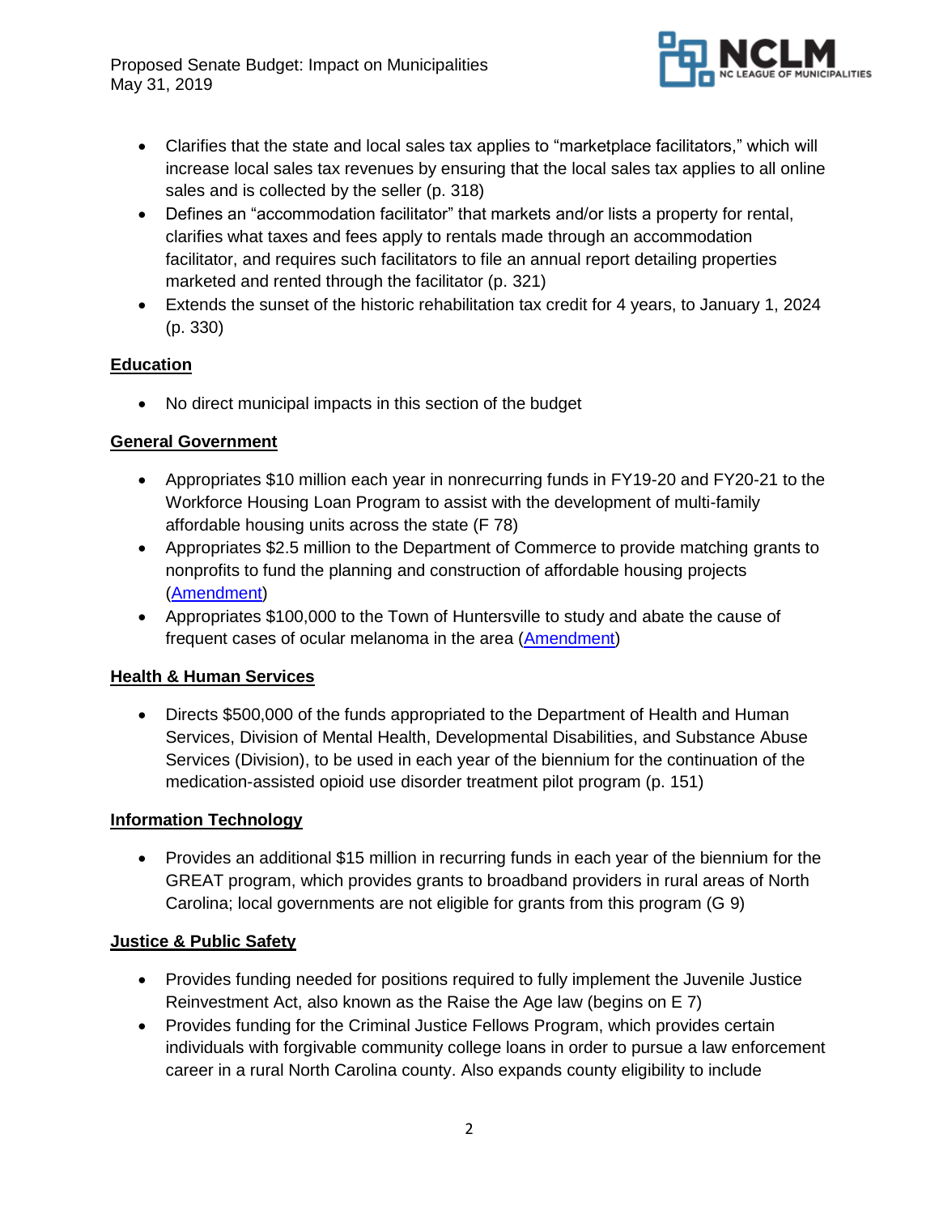- Clarifies that the state and local sales tax applies to "marketplace facilitators," which will increase local sales tax revenues by ensuring that the local sales tax applies to all online sales and is collected by the seller (p. 318)
- Defines an "accommodation facilitator" that markets and/or lists a property for rental, clarifies what taxes and fees apply to rentals made through an accommodation facilitator, and requires such facilitators to file an annual report detailing properties marketed and rented through the facilitator (p. 321)
- Extends the sunset of the historic rehabilitation tax credit for 4 years, to January 1, 2024 (p. 330)

## Education

- No direct municipal impacts in this section of the budget

## General Government

- Appropriates $10 million each year in nonrecurring funds in FY19-20 and FY20-21 to the Workforce Housing Loan Program to assist with the development of multi-family affordable housing units across the state (F 78)
- Appropriates $2.5 million to the Department of Commerce to provide matching grants to nonprofits to fund the planning and construction of affordable housing projects (Amendment)
- Appropriates $100,000 to the Town of Huntersville to study and abate the cause of frequent cases of ocular melanoma in the area (Amendment)

## Health & Human Services

- Directs $500,000 of the funds appropriated to the Department of Health and Human Services, Division of Mental Health, Developmental Disabilities, and Substance Abuse Services (Division), to be used in each year of the biennium for the continuation of the medication-assisted opioid use disorder treatment pilot program (p. 151)

## Information Technology

- Provides an additional $15 million in recurring funds in each year of the biennium for the GREAT program, which provides grants to broadband providers in rural areas of North Carolina; local governments are not eligible for grants from this program (G 9)

## Justice & Public Safety

- Provides funding needed for positions required to fully implement the Juvenile Justice Reinvestment Act, also known as the Raise the Age law (begins on E 7)
- Provides funding for the Criminal Justice Fellows Program, which provides certain individuals with forgivable community college loans in order to pursue a law enforcement career in a rural North Carolina county. Also expands county eligibility to include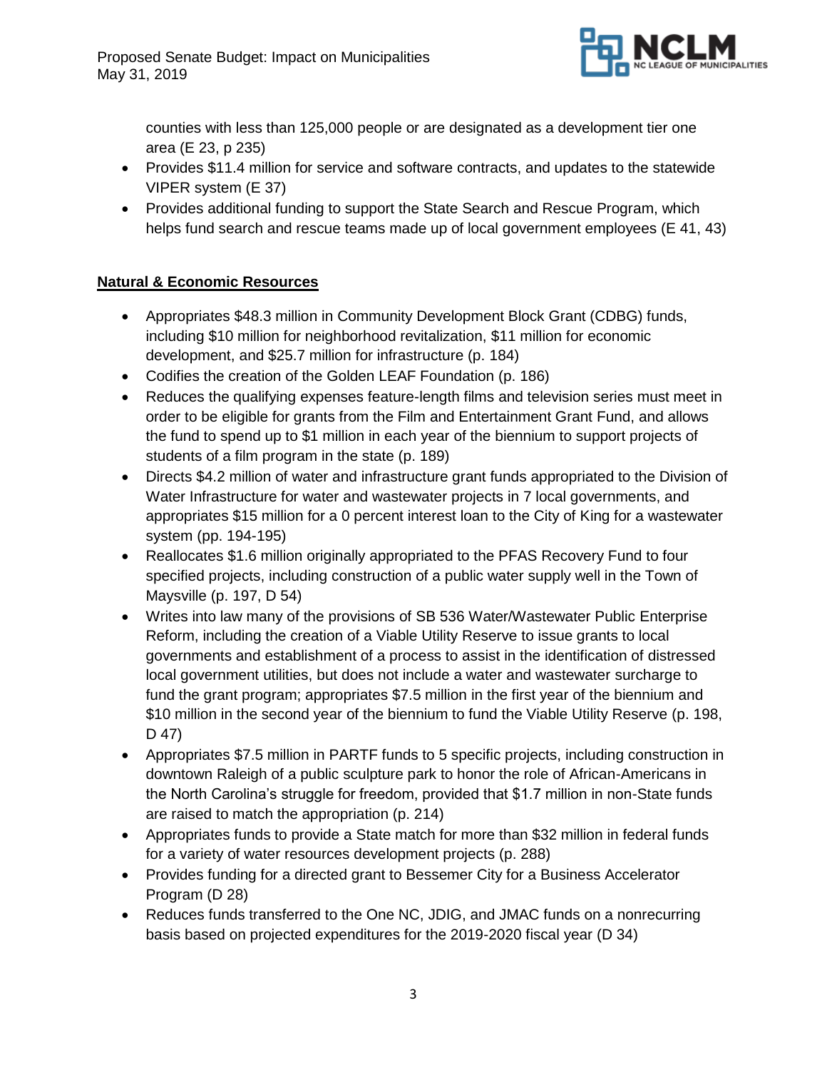counties with less than 125,000 people or are designated as a development tier one area (E 23, p 235)
- Provides $11.4 million for service and software contracts, and updates to the statewide VIPER system (E 37)
- Provides additional funding to support the State Search and Rescue Program, which helps fund search and rescue teams made up of local government employees (E 41, 43)

**Natural & Economic Resources**

- Appropriates $48.3 million in Community Development Block Grant (CDBG) funds, including $10 million for neighborhood revitalization, $11 million for economic development, and $25.7 million for infrastructure (p. 184)
- Codifies the creation of the Golden LEAF Foundation (p. 186)
- Reduces the qualifying expenses feature-length films and television series must meet in order to be eligible for grants from the Film and Entertainment Grant Fund, and allows the fund to spend up to $1 million in each year of the biennium to support projects of students of a film program in the state (p. 189)
- Directs $4.2 million of water and infrastructure grant funds appropriated to the Division of Water Infrastructure for water and wastewater projects in 7 local governments, and appropriates $15 million for a 0 percent interest loan to the City of King for a wastewater system (pp. 194-195)
- Reallocates $1.6 million originally appropriated to the PFAS Recovery Fund to four specified projects, including construction of a public water supply well in the Town of Maysville (p. 197, D 54)
- Writes into law many of the provisions of SB 536 Water/Wastewater Public Enterprise Reform, including the creation of a Viable Utility Reserve to issue grants to local governments and establishment of a process to assist in the identification of distressed local government utilities, but does not include a water and wastewater surcharge to fund the grant program; appropriates $7.5 million in the first year of the biennium and $10 million in the second year of the biennium to fund the Viable Utility Reserve (p. 198, D 47)
- Appropriates $7.5 million in PARTF funds to 5 specific projects, including construction in downtown Raleigh of a public sculpture park to honor the role of African-Americans in the North Carolina's struggle for freedom, provided that $1.7 million in non-State funds are raised to match the appropriation (p. 214)
- Appropriates funds to provide a State match for more than $32 million in federal funds for a variety of water resources development projects (p. 288)
- Provides funding for a directed grant to Bessemer City for a Business Accelerator Program (D 28)
- Reduces funds transferred to the One NC, JDIG, and JMAC funds on a nonrecurring basis based on projected expenditures for the 2019-2020 fiscal year (D 34)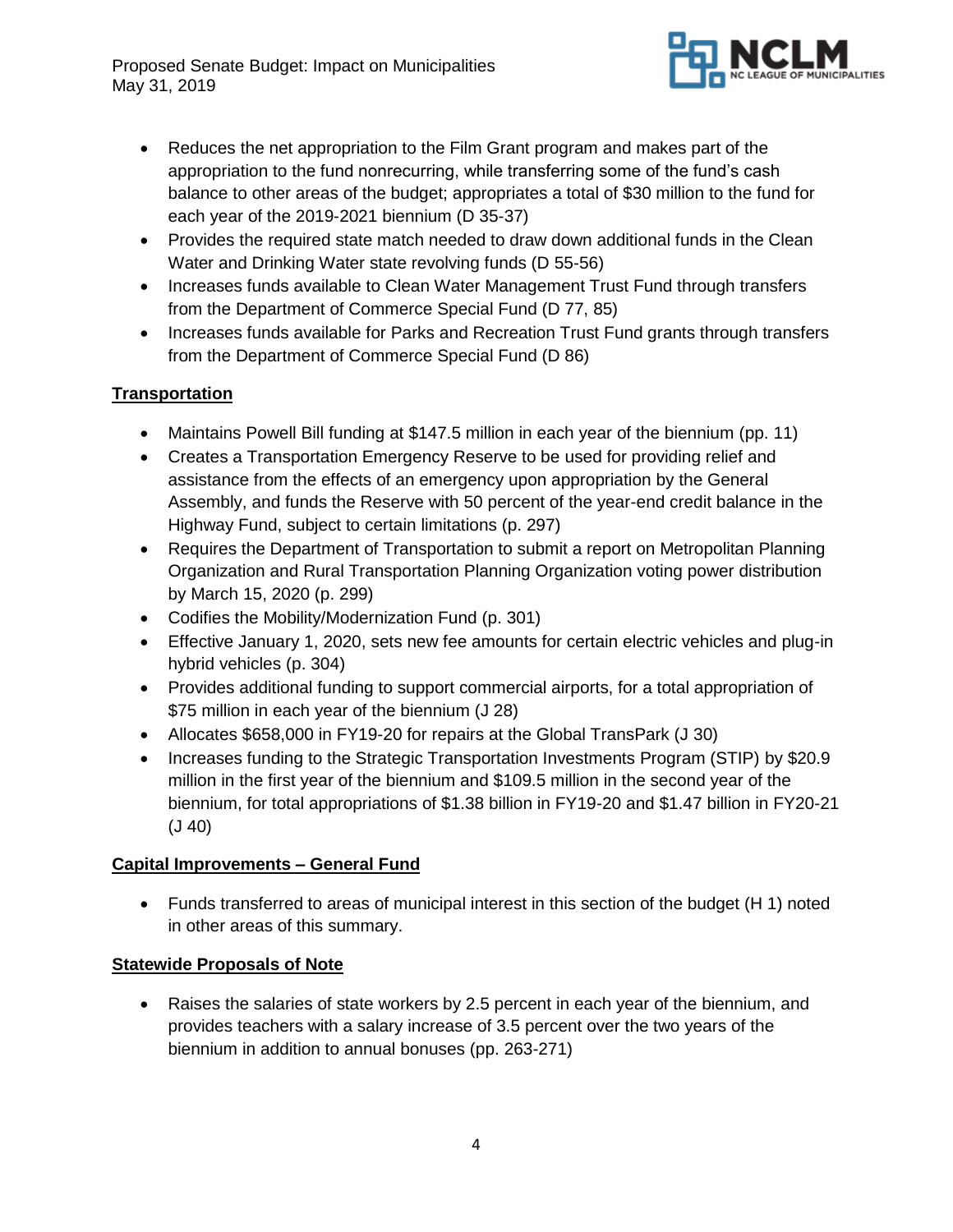- Reduces the net appropriation to the Film Grant program and makes part of the appropriation to the fund nonrecurring, while transferring some of the fund's cash balance to other areas of the budget; appropriates a total of $30 million to the fund for each year of the 2019-2021 biennium (D 35-37)
- Provides the required state match needed to draw down additional funds in the Clean Water and Drinking Water state revolving funds (D 55-56)
- Increases funds available to Clean Water Management Trust Fund through transfers from the Department of Commerce Special Fund (D 77, 85)
- Increases funds available for Parks and Recreation Trust Fund grants through transfers from the Department of Commerce Special Fund (D 86)

**Transportation**

- Maintains Powell Bill funding at $147.5 million in each year of the biennium (pp. 11)
- Creates a Transportation Emergency Reserve to be used for providing relief and assistance from the effects of an emergency upon appropriation by the General Assembly, and funds the Reserve with 50 percent of the year-end credit balance in the Highway Fund, subject to certain limitations (p. 297)
- Requires the Department of Transportation to submit a report on Metropolitan Planning Organization and Rural Transportation Planning Organization voting power distribution by March 15, 2020 (p. 299)
- Codifies the Mobility/Modernization Fund (p. 301)
- Effective January 1, 2020, sets new fee amounts for certain electric vehicles and plug-in hybrid vehicles (p. 304)
- Provides additional funding to support commercial airports, for a total appropriation of $75 million in each year of the biennium (J 28)
- Allocates $658,000 in FY19-20 for repairs at the Global TransPark (J 30)
- Increases funding to the Strategic Transportation Investments Program (STIP) by $20.9 million in the first year of the biennium and $109.5 million in the second year of the biennium, for total appropriations of $1.38 billion in FY19-20 and $1.47 billion in FY20-21 (J 40)

**Capital Improvements – General Fund**

- Funds transferred to areas of municipal interest in this section of the budget (H 1) noted in other areas of this summary.

**Statewide Proposals of Note**

- Raises the salaries of state workers by 2.5 percent in each year of the biennium, and provides teachers with a salary increase of 3.5 percent over the two years of the biennium in addition to annual bonuses (pp. 263-271)